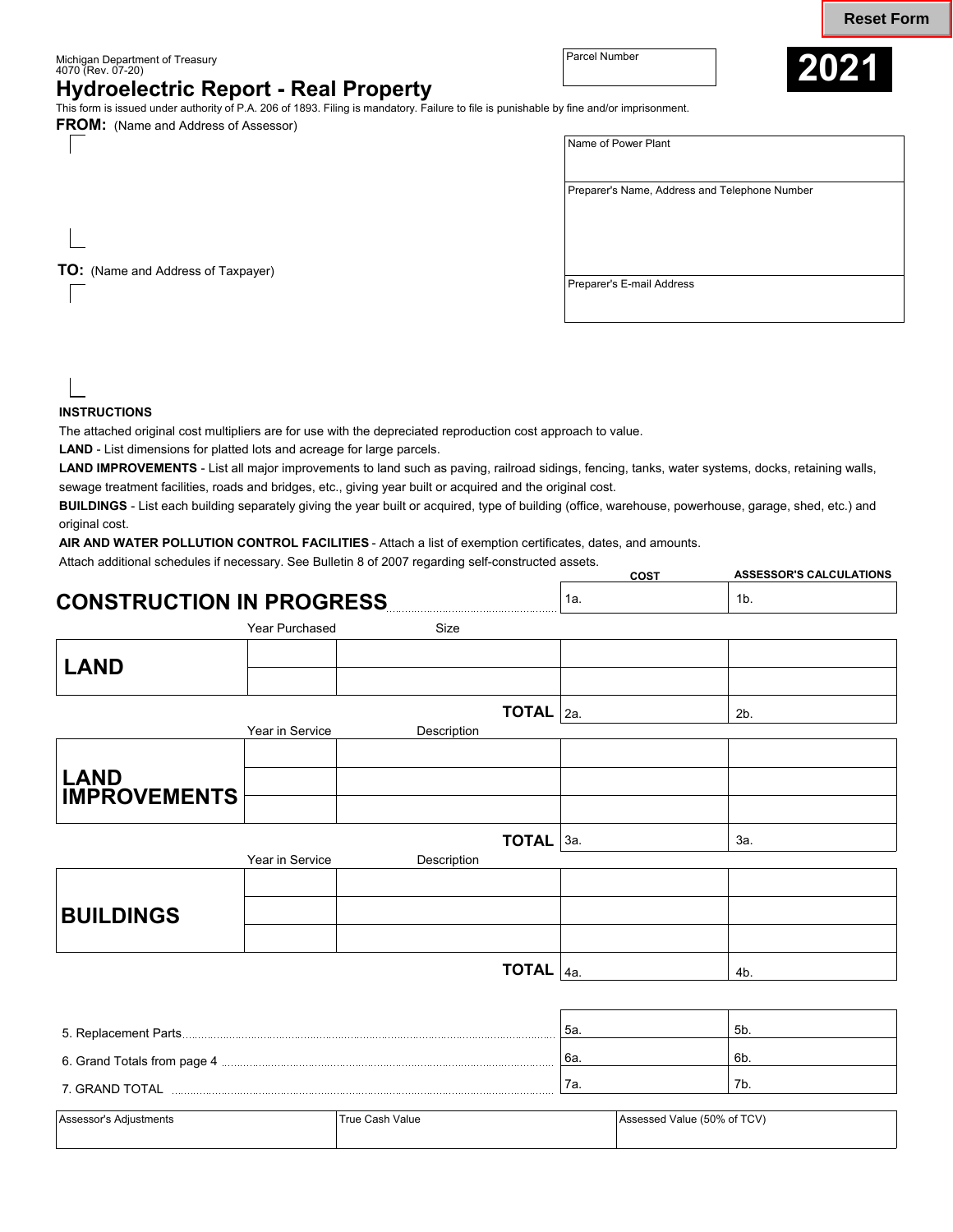Michigan Department of Treasury
4070 (Rev. 07-20)

# Hydroelectric Report - Real Property

**2021**

| Parcel Number |
|---|
| |

This form is issued under authority of P.A. 206 of 1893. Filing is mandatory. Failure to file is punishable by fine and/or imprisonment.

**FROM:** (Name and Address of Assessor)

**TO:** (Name and Address of Taxpayer)

| Name of Power Plant |
|---|
| |
| **Preparer's Name, Address and Telephone Number** |
| |
| **Preparer's E-mail Address** |
| |

**INSTRUCTIONS**

The attached original cost multipliers are for use with the depreciated reproduction cost approach to value.

**LAND** - List dimensions for platted lots and acreage for large parcels.

**LAND IMPROVEMENTS** - List all major improvements to land such as paving, railroad sidings, fencing, tanks, water systems, docks, retaining walls, sewage treatment facilities, roads and bridges, etc., giving year built or acquired and the original cost.

**BUILDINGS** - List each building separately giving the year built or acquired, type of building (office, warehouse, powerhouse, garage, shed, etc.) and original cost.

**AIR AND WATER POLLUTION CONTROL FACILITIES** - Attach a list of exemption certificates, dates, and amounts.

Attach additional schedules if necessary. See Bulletin 8 of 2007 regarding self-constructed assets.

| | | | COST | ASSESSOR'S CALCULATIONS |
|---|---|---|---|---|
| **CONSTRUCTION IN PROGRESS** | | | 1a. | 1b. |
| | Year Purchased | Size | | |
| **LAND** | | | | |
| | | | | |
| | | **TOTAL** | 2a. | 2b. |
| | Year in Service | Description | | |
| **LAND IMPROVEMENTS** | | | | |
| | | | | |
| | | | | |
| | | **TOTAL** | 3a. | 3a. |
| | Year in Service | Description | | |
| **BUILDINGS** | | | | |
| | | | | |
| | | | | |
| | | **TOTAL** | 4a. | 4b. |
| 5. Replacement Parts | | | 5a. | 5b. |
| 6. Grand Totals from page 4 | | | 6a. | 6b. |
| 7. GRAND TOTAL | | | 7a. | 7b. |

| Assessor's Adjustments | True Cash Value | Assessed Value (50% of TCV) |
|---|---|---|
| | | |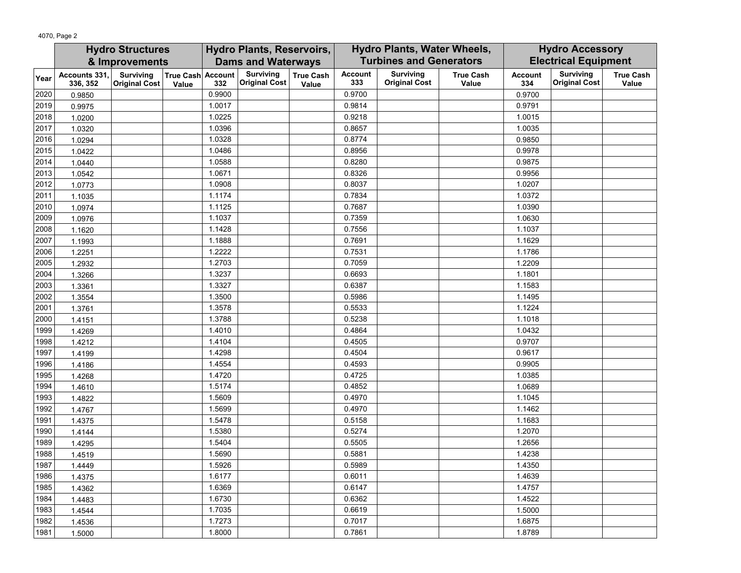| Year | Hydro Structures & Improvements | | | Hydro Plants, Reservoirs, Dams and Waterways | | | Hydro Plants, Water Wheels, Turbines and Generators | | | Hydro Accessory Electrical Equipment | | |
|---|---|---|---|---|---|---|---|---|---|---|---|---|
| | Accounts 331, 336, 352 | Surviving Original Cost | True Cash Value | Account 332 | Surviving Original Cost | True Cash Value | Account 333 | Surviving Original Cost | True Cash Value | Account 334 | Surviving Original Cost | True Cash Value |
| 2020 | 0.9850 | | | 0.9900 | | | 0.9700 | | | 0.9700 | | |
| 2019 | 0.9975 | | | 1.0017 | | | 0.9814 | | | 0.9791 | | |
| 2018 | 1.0200 | | | 1.0225 | | | 0.9218 | | | 1.0015 | | |
| 2017 | 1.0320 | | | 1.0396 | | | 0.8657 | | | 1.0035 | | |
| 2016 | 1.0294 | | | 1.0328 | | | 0.8774 | | | 0.9850 | | |
| 2015 | 1.0422 | | | 1.0486 | | | 0.8956 | | | 0.9978 | | |
| 2014 | 1.0440 | | | 1.0588 | | | 0.8280 | | | 0.9875 | | |
| 2013 | 1.0542 | | | 1.0671 | | | 0.8326 | | | 0.9956 | | |
| 2012 | 1.0773 | | | 1.0908 | | | 0.8037 | | | 1.0207 | | |
| 2011 | 1.1035 | | | 1.1174 | | | 0.7834 | | | 1.0372 | | |
| 2010 | 1.0974 | | | 1.1125 | | | 0.7687 | | | 1.0390 | | |
| 2009 | 1.0976 | | | 1.1037 | | | 0.7359 | | | 1.0630 | | |
| 2008 | 1.1620 | | | 1.1428 | | | 0.7556 | | | 1.1037 | | |
| 2007 | 1.1993 | | | 1.1888 | | | 0.7691 | | | 1.1629 | | |
| 2006 | 1.2251 | | | 1.2222 | | | 0.7531 | | | 1.1786 | | |
| 2005 | 1.2932 | | | 1.2703 | | | 0.7059 | | | 1.2209 | | |
| 2004 | 1.3266 | | | 1.3237 | | | 0.6693 | | | 1.1801 | | |
| 2003 | 1.3361 | | | 1.3327 | | | 0.6387 | | | 1.1583 | | |
| 2002 | 1.3554 | | | 1.3500 | | | 0.5986 | | | 1.1495 | | |
| 2001 | 1.3761 | | | 1.3578 | | | 0.5533 | | | 1.1224 | | |
| 2000 | 1.4151 | | | 1.3788 | | | 0.5238 | | | 1.1018 | | |
| 1999 | 1.4269 | | | 1.4010 | | | 0.4864 | | | 1.0432 | | |
| 1998 | 1.4212 | | | 1.4104 | | | 0.4505 | | | 0.9707 | | |
| 1997 | 1.4199 | | | 1.4298 | | | 0.4504 | | | 0.9617 | | |
| 1996 | 1.4186 | | | 1.4554 | | | 0.4593 | | | 0.9905 | | |
| 1995 | 1.4268 | | | 1.4720 | | | 0.4725 | | | 1.0385 | | |
| 1994 | 1.4610 | | | 1.5174 | | | 0.4852 | | | 1.0689 | | |
| 1993 | 1.4822 | | | 1.5609 | | | 0.4970 | | | 1.1045 | | |
| 1992 | 1.4767 | | | 1.5699 | | | 0.4970 | | | 1.1462 | | |
| 1991 | 1.4375 | | | 1.5478 | | | 0.5158 | | | 1.1683 | | |
| 1990 | 1.4144 | | | 1.5380 | | | 0.5274 | | | 1.2070 | | |
| 1989 | 1.4295 | | | 1.5404 | | | 0.5505 | | | 1.2656 | | |
| 1988 | 1.4519 | | | 1.5690 | | | 0.5881 | | | 1.4238 | | |
| 1987 | 1.4449 | | | 1.5926 | | | 0.5989 | | | 1.4350 | | |
| 1986 | 1.4375 | | | 1.6177 | | | 0.6011 | | | 1.4639 | | |
| 1985 | 1.4362 | | | 1.6369 | | | 0.6147 | | | 1.4757 | | |
| 1984 | 1.4483 | | | 1.6730 | | | 0.6362 | | | 1.4522 | | |
| 1983 | 1.4544 | | | 1.7035 | | | 0.6619 | | | 1.5000 | | |
| 1982 | 1.4536 | | | 1.7273 | | | 0.7017 | | | 1.6875 | | |
| 1981 | 1.5000 | | | 1.8000 | | | 0.7861 | | | 1.8789 | | |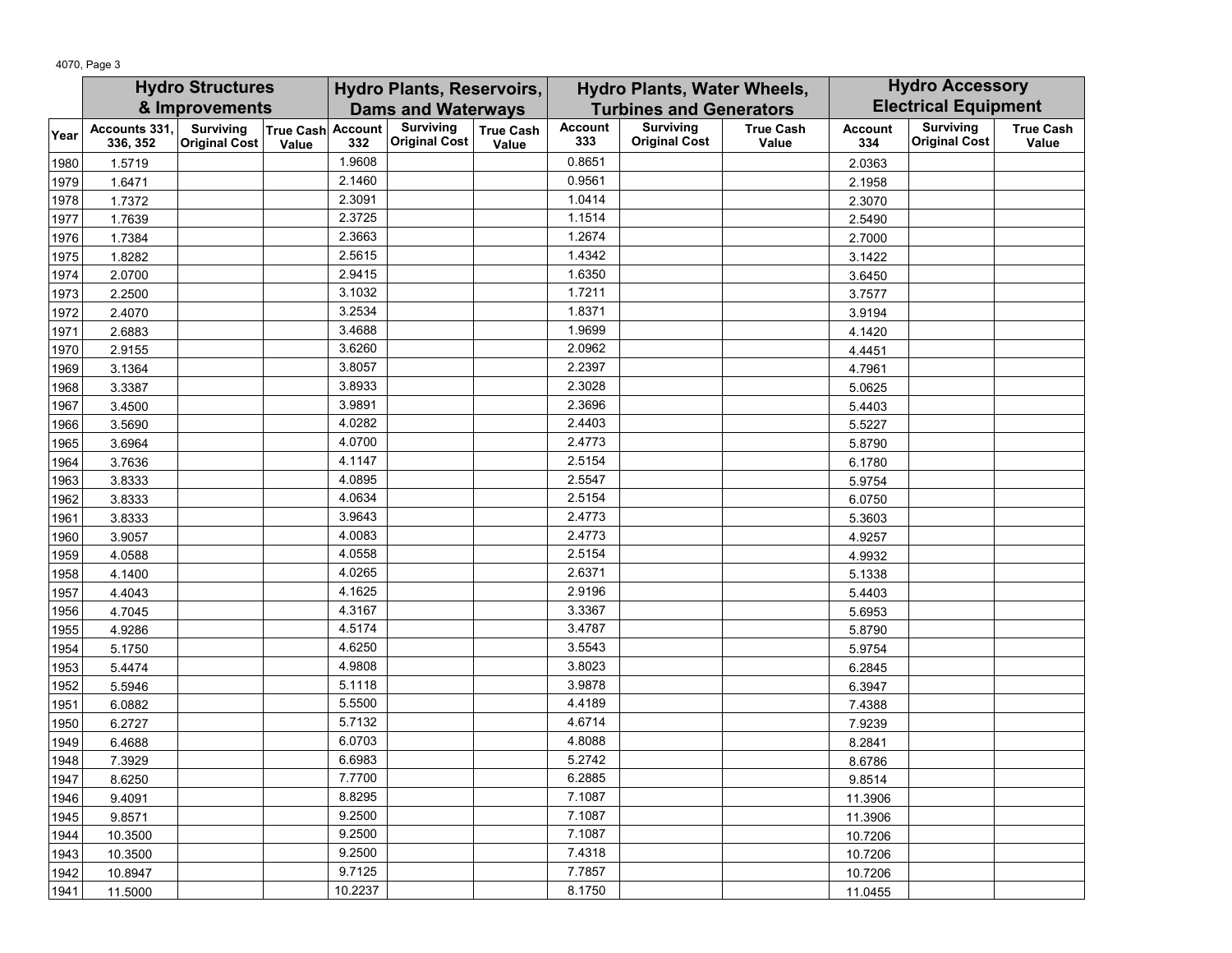| Year | Hydro Structures & Improvements | | | Hydro Plants, Reservoirs, Dams and Waterways | | | Hydro Plants, Water Wheels, Turbines and Generators | | | Hydro Accessory Electrical Equipment | | |
|---|---|---|---|---|---|---|---|---|---|---|---|---|
| | Accounts 331, 336, 352 | Surviving Original Cost | True Cash Value | Account 332 | Surviving Original Cost | True Cash Value | Account 333 | Surviving Original Cost | True Cash Value | Account 334 | Surviving Original Cost | True Cash Value |
| 1980 | 1.5719 | | | 1.9608 | | | 0.8651 | | | 2.0363 | | |
| 1979 | 1.6471 | | | 2.1460 | | | 0.9561 | | | 2.1958 | | |
| 1978 | 1.7372 | | | 2.3091 | | | 1.0414 | | | 2.3070 | | |
| 1977 | 1.7639 | | | 2.3725 | | | 1.1514 | | | 2.5490 | | |
| 1976 | 1.7384 | | | 2.3663 | | | 1.2674 | | | 2.7000 | | |
| 1975 | 1.8282 | | | 2.5615 | | | 1.4342 | | | 3.1422 | | |
| 1974 | 2.0700 | | | 2.9415 | | | 1.6350 | | | 3.6450 | | |
| 1973 | 2.2500 | | | 3.1032 | | | 1.7211 | | | 3.7577 | | |
| 1972 | 2.4070 | | | 3.2534 | | | 1.8371 | | | 3.9194 | | |
| 1971 | 2.6883 | | | 3.4688 | | | 1.9699 | | | 4.1420 | | |
| 1970 | 2.9155 | | | 3.6260 | | | 2.0962 | | | 4.4451 | | |
| 1969 | 3.1364 | | | 3.8057 | | | 2.2397 | | | 4.7961 | | |
| 1968 | 3.3387 | | | 3.8933 | | | 2.3028 | | | 5.0625 | | |
| 1967 | 3.4500 | | | 3.9891 | | | 2.3696 | | | 5.4403 | | |
| 1966 | 3.5690 | | | 4.0282 | | | 2.4403 | | | 5.5227 | | |
| 1965 | 3.6964 | | | 4.0700 | | | 2.4773 | | | 5.8790 | | |
| 1964 | 3.7636 | | | 4.1147 | | | 2.5154 | | | 6.1780 | | |
| 1963 | 3.8333 | | | 4.0895 | | | 2.5547 | | | 5.9754 | | |
| 1962 | 3.8333 | | | 4.0634 | | | 2.5154 | | | 6.0750 | | |
| 1961 | 3.8333 | | | 3.9643 | | | 2.4773 | | | 5.3603 | | |
| 1960 | 3.9057 | | | 4.0083 | | | 2.4773 | | | 4.9257 | | |
| 1959 | 4.0588 | | | 4.0558 | | | 2.5154 | | | 4.9932 | | |
| 1958 | 4.1400 | | | 4.0265 | | | 2.6371 | | | 5.1338 | | |
| 1957 | 4.4043 | | | 4.1625 | | | 2.9196 | | | 5.4403 | | |
| 1956 | 4.7045 | | | 4.3167 | | | 3.3367 | | | 5.6953 | | |
| 1955 | 4.9286 | | | 4.5174 | | | 3.4787 | | | 5.8790 | | |
| 1954 | 5.1750 | | | 4.6250 | | | 3.5543 | | | 5.9754 | | |
| 1953 | 5.4474 | | | 4.9808 | | | 3.8023 | | | 6.2845 | | |
| 1952 | 5.5946 | | | 5.1118 | | | 3.9878 | | | 6.3947 | | |
| 1951 | 6.0882 | | | 5.5500 | | | 4.4189 | | | 7.4388 | | |
| 1950 | 6.2727 | | | 5.7132 | | | 4.6714 | | | 7.9239 | | |
| 1949 | 6.4688 | | | 6.0703 | | | 4.8088 | | | 8.2841 | | |
| 1948 | 7.3929 | | | 6.6983 | | | 5.2742 | | | 8.6786 | | |
| 1947 | 8.6250 | | | 7.7700 | | | 6.2885 | | | 9.8514 | | |
| 1946 | 9.4091 | | | 8.8295 | | | 7.1087 | | | 11.3906 | | |
| 1945 | 9.8571 | | | 9.2500 | | | 7.1087 | | | 11.3906 | | |
| 1944 | 10.3500 | | | 9.2500 | | | 7.1087 | | | 10.7206 | | |
| 1943 | 10.3500 | | | 9.2500 | | | 7.4318 | | | 10.7206 | | |
| 1942 | 10.8947 | | | 9.7125 | | | 7.7857 | | | 10.7206 | | |
| 1941 | 11.5000 | | | 10.2237 | | | 8.1750 | | | 11.0455 | | |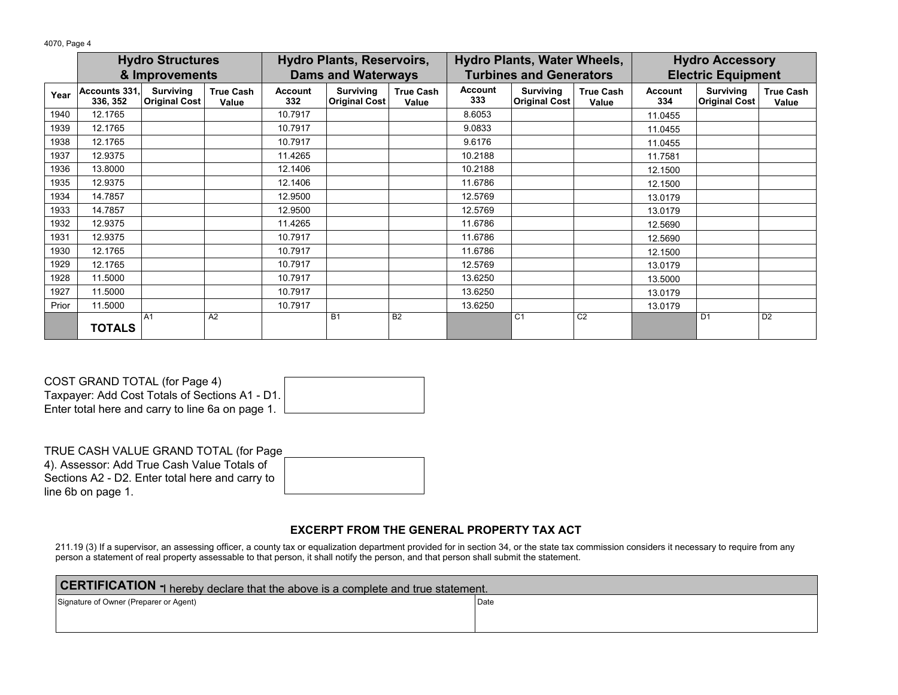4070, Page 4

| | Hydro Structures & Improvements | | | Hydro Plants, Reservoirs, Dams and Waterways | | | Hydro Plants, Water Wheels, Turbines and Generators | | | Hydro Accessory Electric Equipment | | |
|---|---|---|---|---|---|---|---|---|---|---|---|---|
| Year | Accounts 331, 336, 352 | Surviving Original Cost | True Cash Value | Account 332 | Surviving Original Cost | True Cash Value | Account 333 | Surviving Original Cost | True Cash Value | Account 334 | Surviving Original Cost | True Cash Value |
| 1940 | 12.1765 | | | 10.7917 | | | 8.6053 | | | 11.0455 | | |
| 1939 | 12.1765 | | | 10.7917 | | | 9.0833 | | | 11.0455 | | |
| 1938 | 12.1765 | | | 10.7917 | | | 9.6176 | | | 11.0455 | | |
| 1937 | 12.9375 | | | 11.4265 | | | 10.2188 | | | 11.7581 | | |
| 1936 | 13.8000 | | | 12.1406 | | | 10.2188 | | | 12.1500 | | |
| 1935 | 12.9375 | | | 12.1406 | | | 11.6786 | | | 12.1500 | | |
| 1934 | 14.7857 | | | 12.9500 | | | 12.5769 | | | 13.0179 | | |
| 1933 | 14.7857 | | | 12.9500 | | | 12.5769 | | | 13.0179 | | |
| 1932 | 12.9375 | | | 11.4265 | | | 11.6786 | | | 12.5690 | | |
| 1931 | 12.9375 | | | 10.7917 | | | 11.6786 | | | 12.5690 | | |
| 1930 | 12.1765 | | | 10.7917 | | | 11.6786 | | | 12.1500 | | |
| 1929 | 12.1765 | | | 10.7917 | | | 12.5769 | | | 13.0179 | | |
| 1928 | 11.5000 | | | 10.7917 | | | 13.6250 | | | 13.5000 | | |
| 1927 | 11.5000 | | | 10.7917 | | | 13.6250 | | | 13.0179 | | |
| Prior | 11.5000 | | | 10.7917 | | | 13.6250 | | | 13.0179 | | |
| | **TOTALS** | A1 | A2 | | B1 | B2 | | C1 | C2 | | D1 | D2 |

COST GRAND TOTAL (for Page 4)
Taxpayer: Add Cost Totals of Sections A1 - D1.
Enter total here and carry to line 6a on page 1.

TRUE CASH VALUE GRAND TOTAL (for Page 4). Assessor: Add True Cash Value Totals of Sections A2 - D2. Enter total here and carry to line 6b on page 1.

## EXCERPT FROM THE GENERAL PROPERTY TAX ACT

211.19 (3) If a supervisor, an assessing officer, a county tax or equalization department provided for in section 34, or the state tax commission considers it necessary to require from any person a statement of real property assessable to that person, it shall notify the person, and that person shall submit the statement.

**CERTIFICATION -** I hereby declare that the above is a complete and true statement.

| Signature of Owner (Preparer or Agent) | Date |
|---|---|
| | |